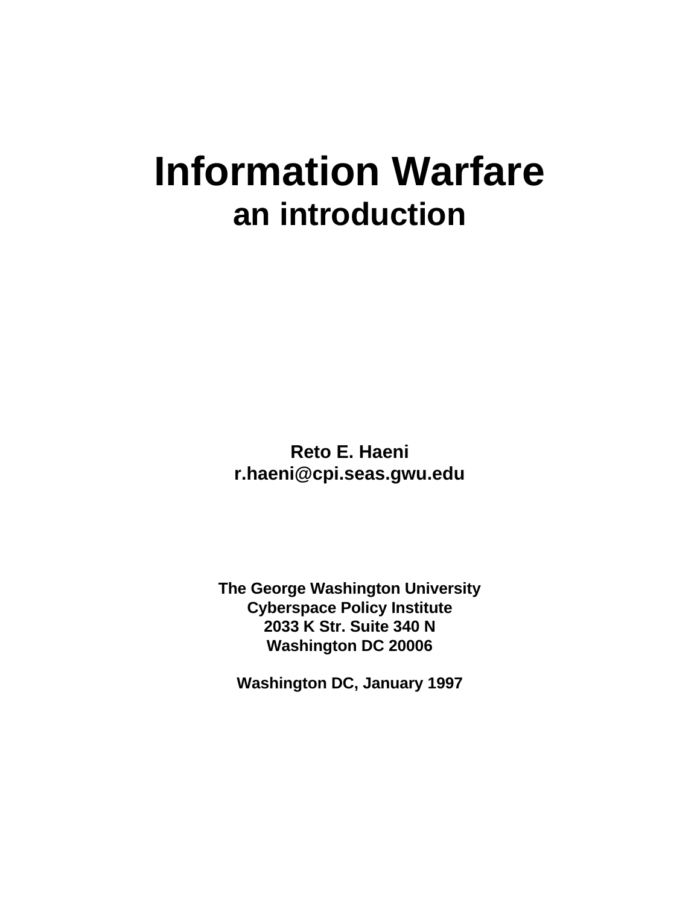# Information Warfare

## an introduction

**Reto E. Haeni**
**r.haeni@cpi.seas.gwu.edu**

**The George Washington University**
**Cyberspace Policy Institute**
**2033 K Str. Suite 340 N**
**Washington DC 20006**

**Washington DC, January 1997**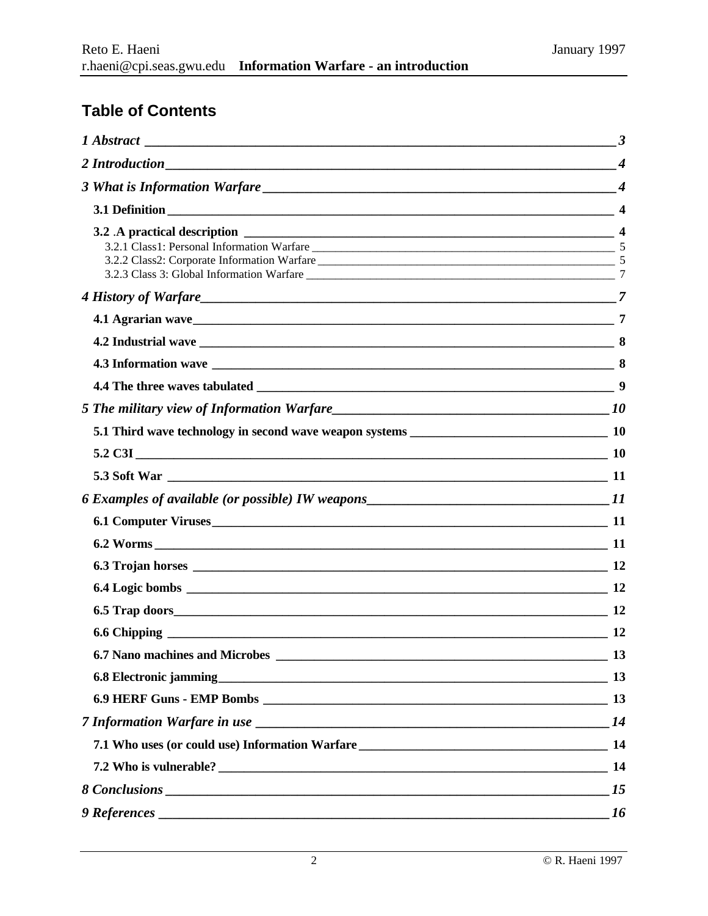## Table of Contents

*1 Abstract* ____ *3*

*2 Introduction* ____ *4*

*3 What is Information Warfare* ____ *4*

- **3.1 Definition** ____ **4**
- **3.2 .A practical description** ____ **4**
  - 3.2.1 Class1: Personal Information Warfare ____ 5
  - 3.2.2 Class2: Corporate Information Warfare ____ 5
  - 3.2.3 Class 3: Global Information Warfare ____ 7

*4 History of Warfare* ____ *7*

- **4.1 Agrarian wave** ____ **7**
- **4.2 Industrial wave** ____ **8**
- **4.3 Information wave** ____ **8**
- **4.4 The three waves tabulated** ____ **9**

*5 The military view of Information Warfare* ____ *10*

- **5.1 Third wave technology in second wave weapon systems** ____ **10**
- **5.2 C3I** ____ **10**
- **5.3 Soft War** ____ **11**

*6 Examples of available (or possible) IW weapons* ____ *11*

- **6.1 Computer Viruses** ____ **11**
- **6.2 Worms** ____ **11**
- **6.3 Trojan horses** ____ **12**
- **6.4 Logic bombs** ____ **12**
- **6.5 Trap doors** ____ **12**
- **6.6 Chipping** ____ **12**
- **6.7 Nano machines and Microbes** ____ **13**
- **6.8 Electronic jamming** ____ **13**
- **6.9 HERF Guns - EMP Bombs** ____ **13**

*7 Information Warfare in use* ____ *14*

- **7.1 Who uses (or could use) Information Warfare** ____ **14**
- **7.2 Who is vulnerable?** ____ **14**

*8 Conclusions* ____ *15*

*9 References* ____ *16*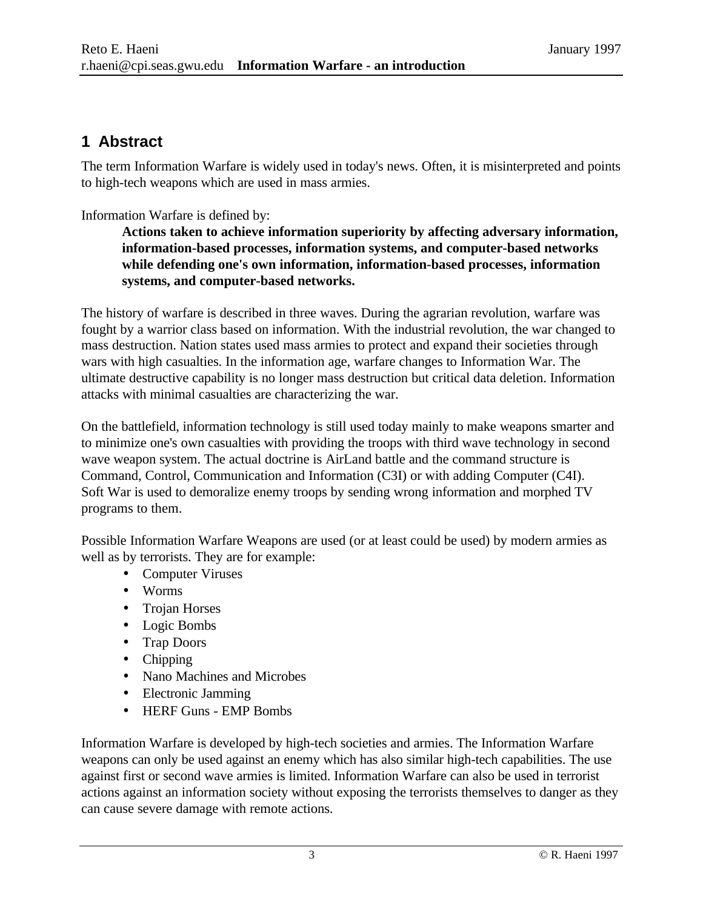# 1 Abstract

The term Information Warfare is widely used in today's news. Often, it is misinterpreted and points to high-tech weapons which are used in mass armies.

Information Warfare is defined by:

> **Actions taken to achieve information superiority by affecting adversary information, information-based processes, information systems, and computer-based networks while defending one's own information, information-based processes, information systems, and computer-based networks.**

The history of warfare is described in three waves. During the agrarian revolution, warfare was fought by a warrior class based on information. With the industrial revolution, the war changed to mass destruction. Nation states used mass armies to protect and expand their societies through wars with high casualties. In the information age, warfare changes to Information War. The ultimate destructive capability is no longer mass destruction but critical data deletion. Information attacks with minimal casualties are characterizing the war.

On the battlefield, information technology is still used today mainly to make weapons smarter and to minimize one's own casualties with providing the troops with third wave technology in second wave weapon system. The actual doctrine is AirLand battle and the command structure is Command, Control, Communication and Information (C3I) or with adding Computer (C4I). Soft War is used to demoralize enemy troops by sending wrong information and morphed TV programs to them.

Possible Information Warfare Weapons are used (or at least could be used) by modern armies as well as by terrorists. They are for example:

- Computer Viruses
- Worms
- Trojan Horses
- Logic Bombs
- Trap Doors
- Chipping
- Nano Machines and Microbes
- Electronic Jamming
- HERF Guns - EMP Bombs

Information Warfare is developed by high-tech societies and armies. The Information Warfare weapons can only be used against an enemy which has also similar high-tech capabilities. The use against first or second wave armies is limited. Information Warfare can also be used in terrorist actions against an information society without exposing the terrorists themselves to danger as they can cause severe damage with remote actions.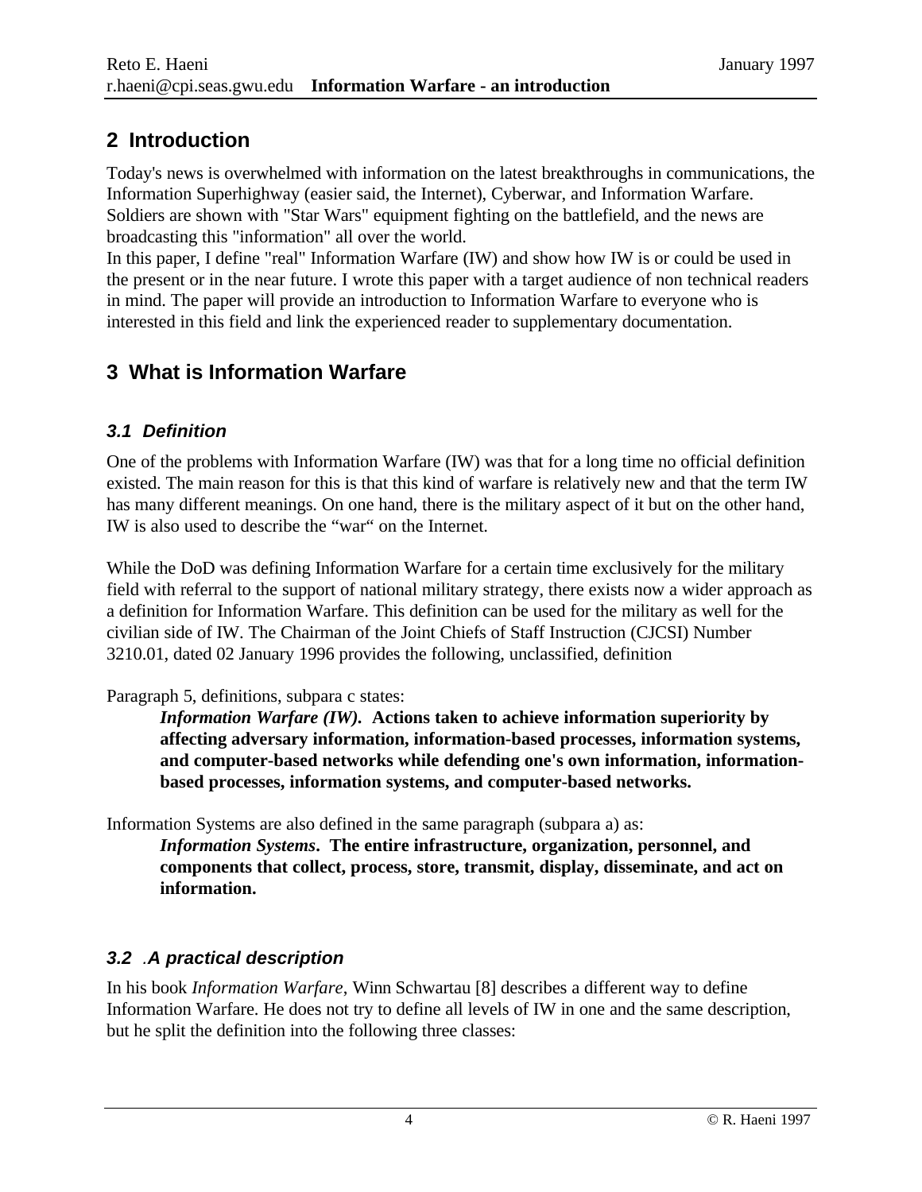## 2 Introduction

Today's news is overwhelmed with information on the latest breakthroughs in communications, the Information Superhighway (easier said, the Internet), Cyberwar, and Information Warfare. Soldiers are shown with "Star Wars" equipment fighting on the battlefield, and the news are broadcasting this "information" all over the world.
In this paper, I define "real" Information Warfare (IW) and show how IW is or could be used in the present or in the near future. I wrote this paper with a target audience of non technical readers in mind. The paper will provide an introduction to Information Warfare to everyone who is interested in this field and link the experienced reader to supplementary documentation.

## 3 What is Information Warfare

### 3.1 Definition

One of the problems with Information Warfare (IW) was that for a long time no official definition existed. The main reason for this is that this kind of warfare is relatively new and that the term IW has many different meanings. On one hand, there is the military aspect of it but on the other hand, IW is also used to describe the "war" on the Internet.

While the DoD was defining Information Warfare for a certain time exclusively for the military field with referral to the support of national military strategy, there exists now a wider approach as a definition for Information Warfare. This definition can be used for the military as well for the civilian side of IW. The Chairman of the Joint Chiefs of Staff Instruction (CJCSI) Number 3210.01, dated 02 January 1996 provides the following, unclassified, definition

Paragraph 5, definitions, subpara c states:

> ***Information Warfare (IW).* Actions taken to achieve information superiority by affecting adversary information, information-based processes, information systems, and computer-based networks while defending one's own information, information-based processes, information systems, and computer-based networks.**

Information Systems are also defined in the same paragraph (subpara a) as:

> ***Information Systems*. The entire infrastructure, organization, personnel, and components that collect, process, store, transmit, display, disseminate, and act on information.**

### 3.2 .A practical description

In his book *Information Warfare*, Winn Schwartau [8] describes a different way to define Information Warfare. He does not try to define all levels of IW in one and the same description, but he split the definition into the following three classes: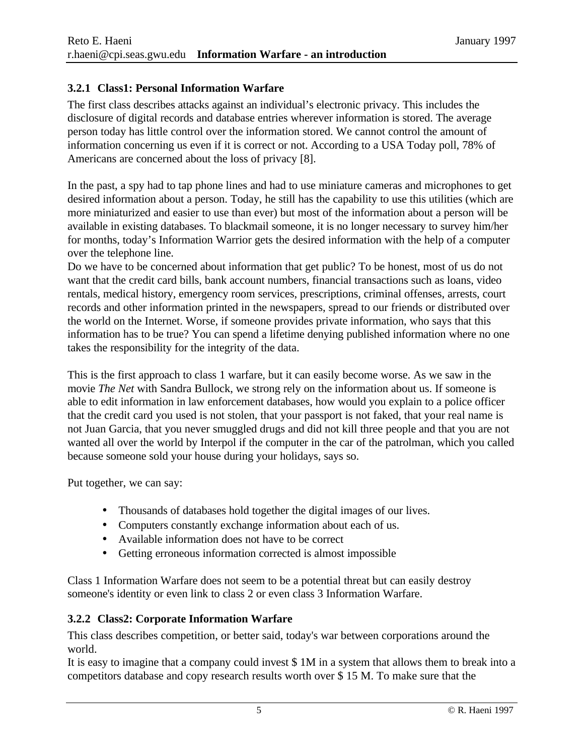### 3.2.1 Class1: Personal Information Warfare

The first class describes attacks against an individual's electronic privacy. This includes the disclosure of digital records and database entries wherever information is stored. The average person today has little control over the information stored. We cannot control the amount of information concerning us even if it is correct or not. According to a USA Today poll, 78% of Americans are concerned about the loss of privacy [8].

In the past, a spy had to tap phone lines and had to use miniature cameras and microphones to get desired information about a person. Today, he still has the capability to use this utilities (which are more miniaturized and easier to use than ever) but most of the information about a person will be available in existing databases. To blackmail someone, it is no longer necessary to survey him/her for months, today's Information Warrior gets the desired information with the help of a computer over the telephone line.
Do we have to be concerned about information that get public? To be honest, most of us do not want that the credit card bills, bank account numbers, financial transactions such as loans, video rentals, medical history, emergency room services, prescriptions, criminal offenses, arrests, court records and other information printed in the newspapers, spread to our friends or distributed over the world on the Internet. Worse, if someone provides private information, who says that this information has to be true? You can spend a lifetime denying published information where no one takes the responsibility for the integrity of the data.

This is the first approach to class 1 warfare, but it can easily become worse. As we saw in the movie *The Net* with Sandra Bullock, we strong rely on the information about us. If someone is able to edit information in law enforcement databases, how would you explain to a police officer that the credit card you used is not stolen, that your passport is not faked, that your real name is not Juan Garcia, that you never smuggled drugs and did not kill three people and that you are not wanted all over the world by Interpol if the computer in the car of the patrolman, which you called because someone sold your house during your holidays, says so.

Put together, we can say:

- Thousands of databases hold together the digital images of our lives.
- Computers constantly exchange information about each of us.
- Available information does not have to be correct
- Getting erroneous information corrected is almost impossible

Class 1 Information Warfare does not seem to be a potential threat but can easily destroy someone's identity or even link to class 2 or even class 3 Information Warfare.

### 3.2.2 Class2: Corporate Information Warfare

This class describes competition, or better said, today's war between corporations around the world.
It is easy to imagine that a company could invest $ 1M in a system that allows them to break into a competitors database and copy research results worth over $ 15 M. To make sure that the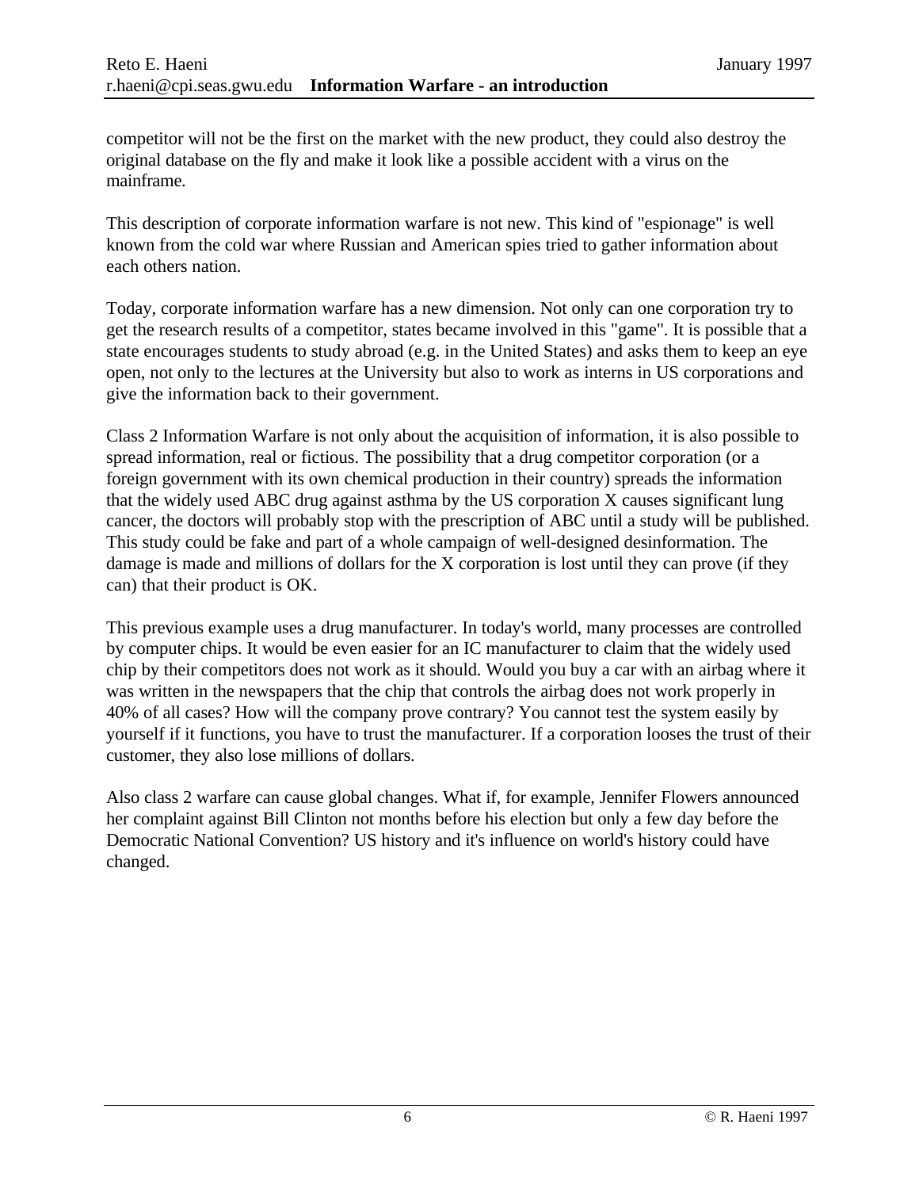competitor will not be the first on the market with the new product, they could also destroy the original database on the fly and make it look like a possible accident with a virus on the mainframe.

This description of corporate information warfare is not new. This kind of "espionage" is well known from the cold war where Russian and American spies tried to gather information about each others nation.

Today, corporate information warfare has a new dimension. Not only can one corporation try to get the research results of a competitor, states became involved in this "game". It is possible that a state encourages students to study abroad (e.g. in the United States) and asks them to keep an eye open, not only to the lectures at the University but also to work as interns in US corporations and give the information back to their government.

Class 2 Information Warfare is not only about the acquisition of information, it is also possible to spread information, real or fictious. The possibility that a drug competitor corporation (or a foreign government with its own chemical production in their country) spreads the information that the widely used ABC drug against asthma by the US corporation X causes significant lung cancer, the doctors will probably stop with the prescription of ABC until a study will be published. This study could be fake and part of a whole campaign of well-designed desinformation. The damage is made and millions of dollars for the X corporation is lost until they can prove (if they can) that their product is OK.

This previous example uses a drug manufacturer. In today's world, many processes are controlled by computer chips. It would be even easier for an IC manufacturer to claim that the widely used chip by their competitors does not work as it should. Would you buy a car with an airbag where it was written in the newspapers that the chip that controls the airbag does not work properly in 40% of all cases? How will the company prove contrary? You cannot test the system easily by yourself if it functions, you have to trust the manufacturer. If a corporation looses the trust of their customer, they also lose millions of dollars.

Also class 2 warfare can cause global changes. What if, for example, Jennifer Flowers announced her complaint against Bill Clinton not months before his election but only a few day before the Democratic National Convention? US history and it's influence on world's history could have changed.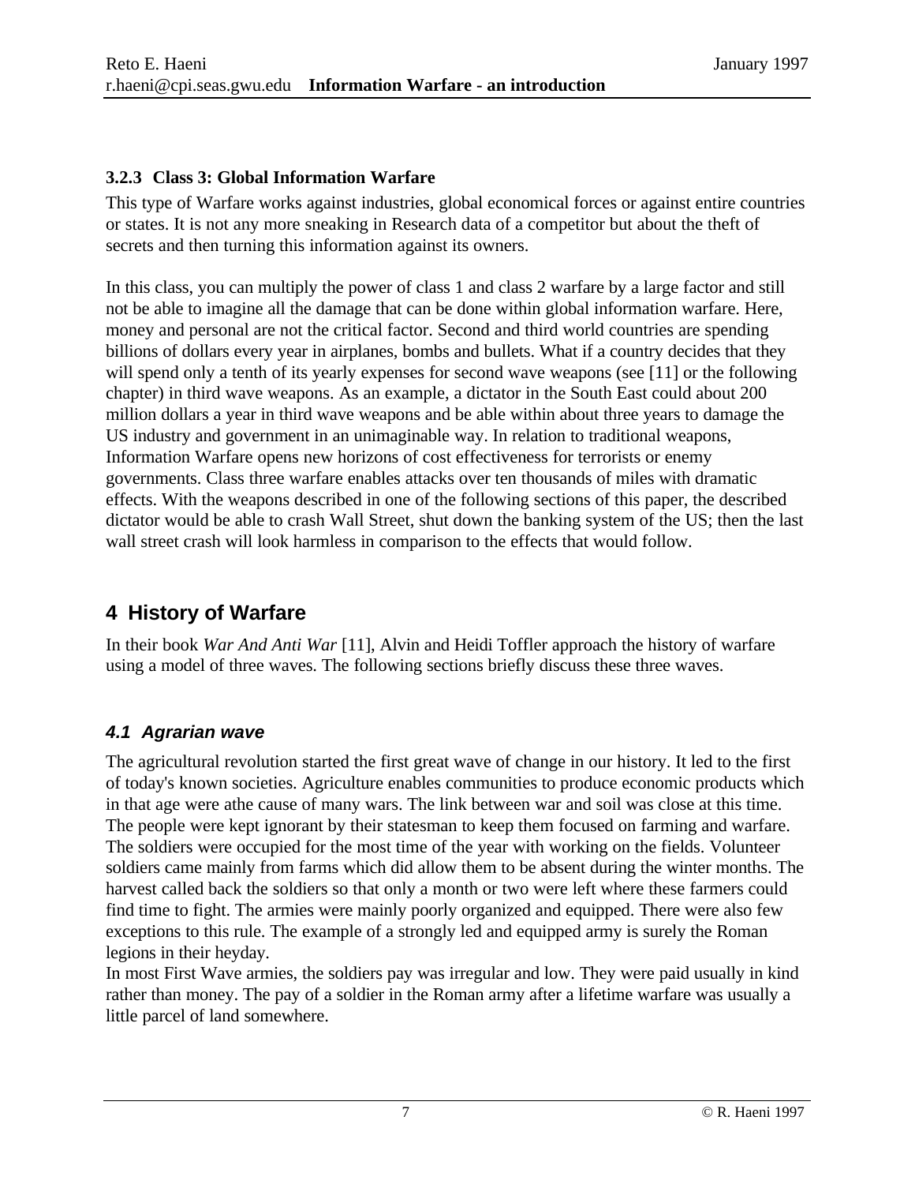#### 3.2.3 Class 3: Global Information Warfare

This type of Warfare works against industries, global economical forces or against entire countries or states. It is not any more sneaking in Research data of a competitor but about the theft of secrets and then turning this information against its owners.

In this class, you can multiply the power of class 1 and class 2 warfare by a large factor and still not be able to imagine all the damage that can be done within global information warfare. Here, money and personal are not the critical factor. Second and third world countries are spending billions of dollars every year in airplanes, bombs and bullets. What if a country decides that they will spend only a tenth of its yearly expenses for second wave weapons (see [11] or the following chapter) in third wave weapons. As an example, a dictator in the South East could about 200 million dollars a year in third wave weapons and be able within about three years to damage the US industry and government in an unimaginable way. In relation to traditional weapons, Information Warfare opens new horizons of cost effectiveness for terrorists or enemy governments. Class three warfare enables attacks over ten thousands of miles with dramatic effects. With the weapons described in one of the following sections of this paper, the described dictator would be able to crash Wall Street, shut down the banking system of the US; then the last wall street crash will look harmless in comparison to the effects that would follow.

# 4 History of Warfare

In their book *War And Anti War* [11], Alvin and Heidi Toffler approach the history of warfare using a model of three waves. The following sections briefly discuss these three waves.

## *4.1 Agrarian wave*

The agricultural revolution started the first great wave of change in our history. It led to the first of today's known societies. Agriculture enables communities to produce economic products which in that age were athe cause of many wars. The link between war and soil was close at this time. The people were kept ignorant by their statesman to keep them focused on farming and warfare. The soldiers were occupied for the most time of the year with working on the fields. Volunteer soldiers came mainly from farms which did allow them to be absent during the winter months. The harvest called back the soldiers so that only a month or two were left where these farmers could find time to fight. The armies were mainly poorly organized and equipped. There were also few exceptions to this rule. The example of a strongly led and equipped army is surely the Roman legions in their heyday.
In most First Wave armies, the soldiers pay was irregular and low. They were paid usually in kind rather than money. The pay of a soldier in the Roman army after a lifetime warfare was usually a little parcel of land somewhere.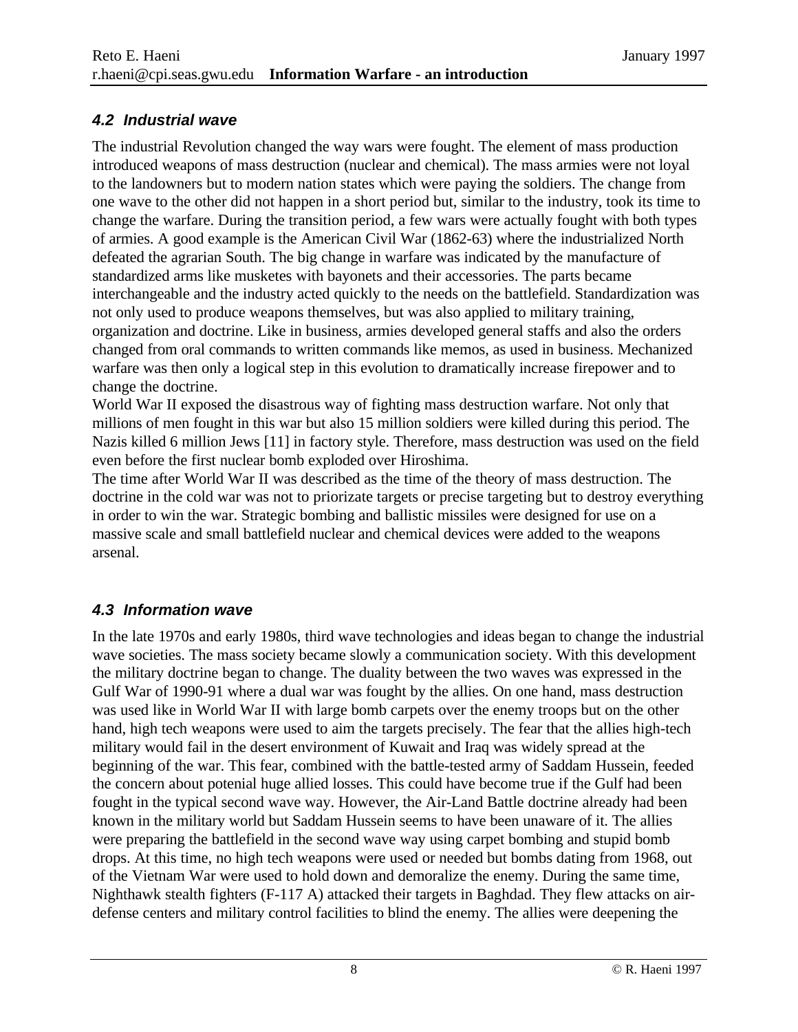### 4.2 Industrial wave

The industrial Revolution changed the way wars were fought. The element of mass production introduced weapons of mass destruction (nuclear and chemical). The mass armies were not loyal to the landowners but to modern nation states which were paying the soldiers. The change from one wave to the other did not happen in a short period but, similar to the industry, took its time to change the warfare. During the transition period, a few wars were actually fought with both types of armies. A good example is the American Civil War (1862-63) where the industrialized North defeated the agrarian South. The big change in warfare was indicated by the manufacture of standardized arms like muskets with bayonets and their accessories. The parts became interchangeable and the industry acted quickly to the needs on the battlefield. Standardization was not only used to produce weapons themselves, but was also applied to military training, organization and doctrine. Like in business, armies developed general staffs and also the orders changed from oral commands to written commands like memos, as used in business. Mechanized warfare was then only a logical step in this evolution to dramatically increase firepower and to change the doctrine.
World War II exposed the disastrous way of fighting mass destruction warfare. Not only that millions of men fought in this war but also 15 million soldiers were killed during this period. The Nazis killed 6 million Jews [11] in factory style. Therefore, mass destruction was used on the field even before the first nuclear bomb exploded over Hiroshima.
The time after World War II was described as the time of the theory of mass destruction. The doctrine in the cold war was not to priorizate targets or precise targeting but to destroy everything in order to win the war. Strategic bombing and ballistic missiles were designed for use on a massive scale and small battlefield nuclear and chemical devices were added to the weapons arsenal.

### 4.3 Information wave

In the late 1970s and early 1980s, third wave technologies and ideas began to change the industrial wave societies. The mass society became slowly a communication society. With this development the military doctrine began to change. The duality between the two waves was expressed in the Gulf War of 1990-91 where a dual war was fought by the allies. On one hand, mass destruction was used like in World War II with large bomb carpets over the enemy troops but on the other hand, high tech weapons were used to aim the targets precisely. The fear that the allies high-tech military would fail in the desert environment of Kuwait and Iraq was widely spread at the beginning of the war. This fear, combined with the battle-tested army of Saddam Hussein, feeded the concern about potenial huge allied losses. This could have become true if the Gulf had been fought in the typical second wave way. However, the Air-Land Battle doctrine already had been known in the military world but Saddam Hussein seems to have been unaware of it. The allies were preparing the battlefield in the second wave way using carpet bombing and stupid bomb drops. At this time, no high tech weapons were used or needed but bombs dating from 1968, out of the Vietnam War were used to hold down and demoralize the enemy. During the same time, Nighthawk stealth fighters (F-117 A) attacked their targets in Baghdad. They flew attacks on air-defense centers and military control facilities to blind the enemy. The allies were deepening the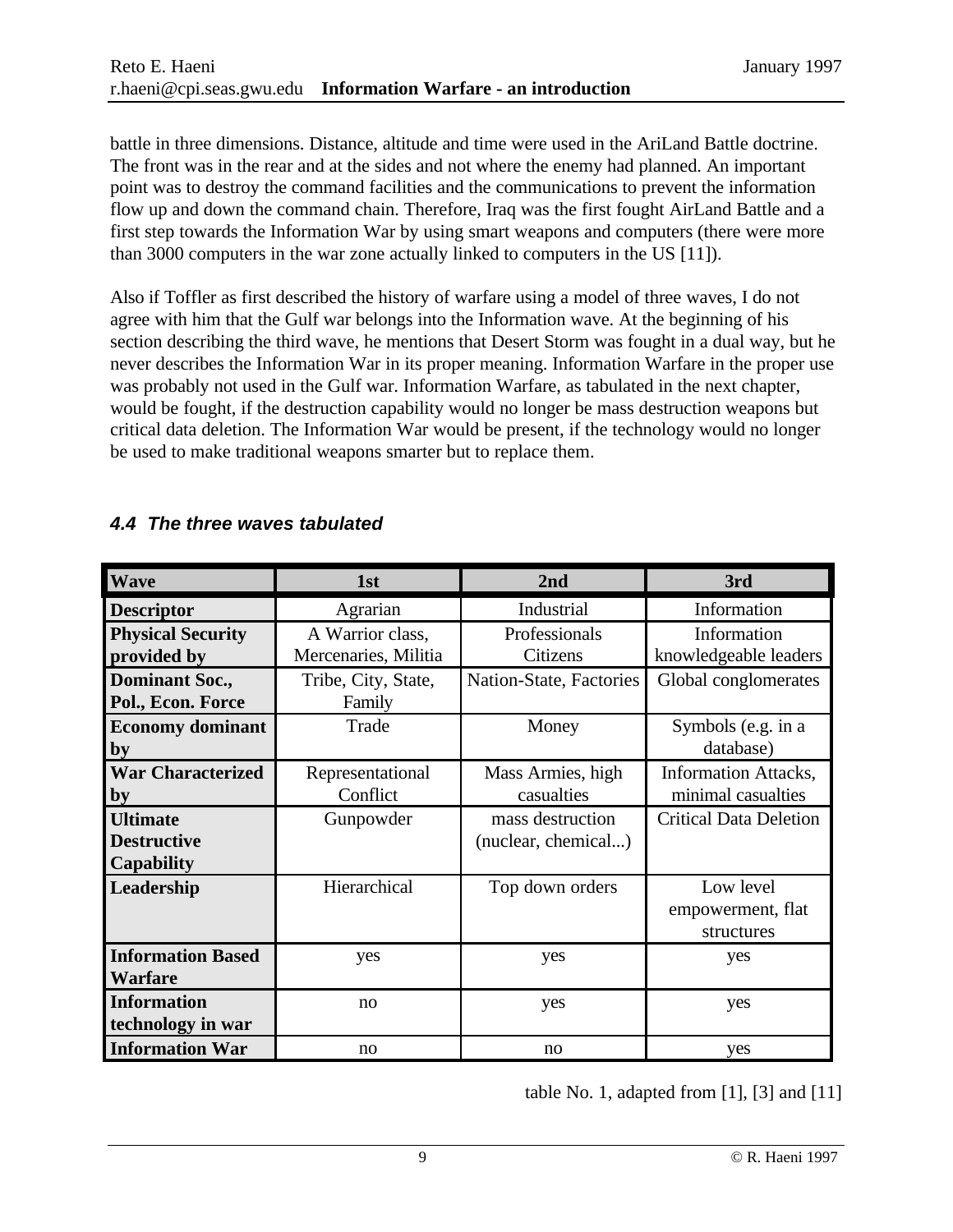battle in three dimensions. Distance, altitude and time were used in the AriLand Battle doctrine. The front was in the rear and at the sides and not where the enemy had planned. An important point was to destroy the command facilities and the communications to prevent the information flow up and down the command chain. Therefore, Iraq was the first fought AirLand Battle and a first step towards the Information War by using smart weapons and computers (there were more than 3000 computers in the war zone actually linked to computers in the US [11]).

Also if Toffler as first described the history of warfare using a model of three waves, I do not agree with him that the Gulf war belongs into the Information wave. At the beginning of his section describing the third wave, he mentions that Desert Storm was fought in a dual way, but he never describes the Information War in its proper meaning. Information Warfare in the proper use was probably not used in the Gulf war. Information Warfare, as tabulated in the next chapter, would be fought, if the destruction capability would no longer be mass destruction weapons but critical data deletion. The Information War would be present, if the technology would no longer be used to make traditional weapons smarter but to replace them.

### *4.4 The three waves tabulated*

| **Wave** | **1st** | **2nd** | **3rd** |
|---|---|---|---|
| **Descriptor** | Agrarian | Industrial | Information |
| **Physical Security provided by** | A Warrior class, Mercenaries, Militia | Professionals Citizens | Information knowledgeable leaders |
| **Dominant Soc., Pol., Econ. Force** | Tribe, City, State, Family | Nation-State, Factories | Global conglomerates |
| **Economy dominant by** | Trade | Money | Symbols (e.g. in a database) |
| **War Characterized by** | Representational Conflict | Mass Armies, high casualties | Information Attacks, minimal casualties |
| **Ultimate Destructive Capability** | Gunpowder | mass destruction (nuclear, chemical...) | Critical Data Deletion |
| **Leadership** | Hierarchical | Top down orders | Low level empowerment, flat structures |
| **Information Based Warfare** | yes | yes | yes |
| **Information technology in war** | no | yes | yes |
| **Information War** | no | no | yes |

table No. 1, adapted from [1], [3] and [11]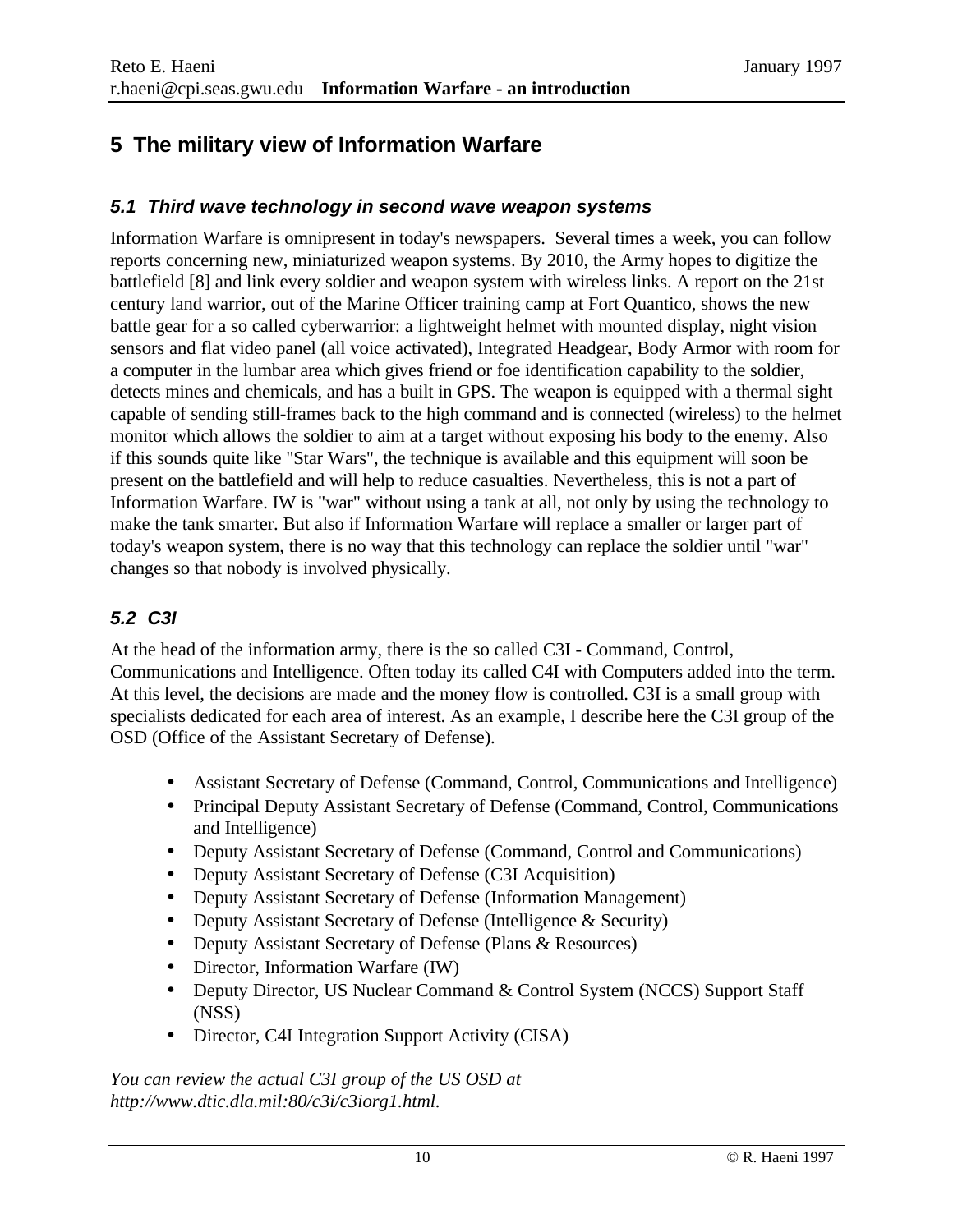## 5 The military view of Information Warfare

### 5.1 Third wave technology in second wave weapon systems

Information Warfare is omnipresent in today's newspapers. Several times a week, you can follow reports concerning new, miniaturized weapon systems. By 2010, the Army hopes to digitize the battlefield [8] and link every soldier and weapon system with wireless links. A report on the 21st century land warrior, out of the Marine Officer training camp at Fort Quantico, shows the new battle gear for a so called cyberwarrior: a lightweight helmet with mounted display, night vision sensors and flat video panel (all voice activated), Integrated Headgear, Body Armor with room for a computer in the lumbar area which gives friend or foe identification capability to the soldier, detects mines and chemicals, and has a built in GPS. The weapon is equipped with a thermal sight capable of sending still-frames back to the high command and is connected (wireless) to the helmet monitor which allows the soldier to aim at a target without exposing his body to the enemy. Also if this sounds quite like "Star Wars", the technique is available and this equipment will soon be present on the battlefield and will help to reduce casualties. Nevertheless, this is not a part of Information Warfare. IW is "war" without using a tank at all, not only by using the technology to make the tank smarter. But also if Information Warfare will replace a smaller or larger part of today's weapon system, there is no way that this technology can replace the soldier until "war" changes so that nobody is involved physically.

### 5.2 C3I

At the head of the information army, there is the so called C3I - Command, Control, Communications and Intelligence. Often today its called C4I with Computers added into the term. At this level, the decisions are made and the money flow is controlled. C3I is a small group with specialists dedicated for each area of interest. As an example, I describe here the C3I group of the OSD (Office of the Assistant Secretary of Defense).

- Assistant Secretary of Defense (Command, Control, Communications and Intelligence)
- Principal Deputy Assistant Secretary of Defense (Command, Control, Communications and Intelligence)
- Deputy Assistant Secretary of Defense (Command, Control and Communications)
- Deputy Assistant Secretary of Defense (C3I Acquisition)
- Deputy Assistant Secretary of Defense (Information Management)
- Deputy Assistant Secretary of Defense (Intelligence & Security)
- Deputy Assistant Secretary of Defense (Plans & Resources)
- Director, Information Warfare (IW)
- Deputy Director, US Nuclear Command & Control System (NCCS) Support Staff (NSS)
- Director, C4I Integration Support Activity (CISA)

*You can review the actual C3I group of the US OSD at http://www.dtic.dla.mil:80/c3i/c3iorg1.html.*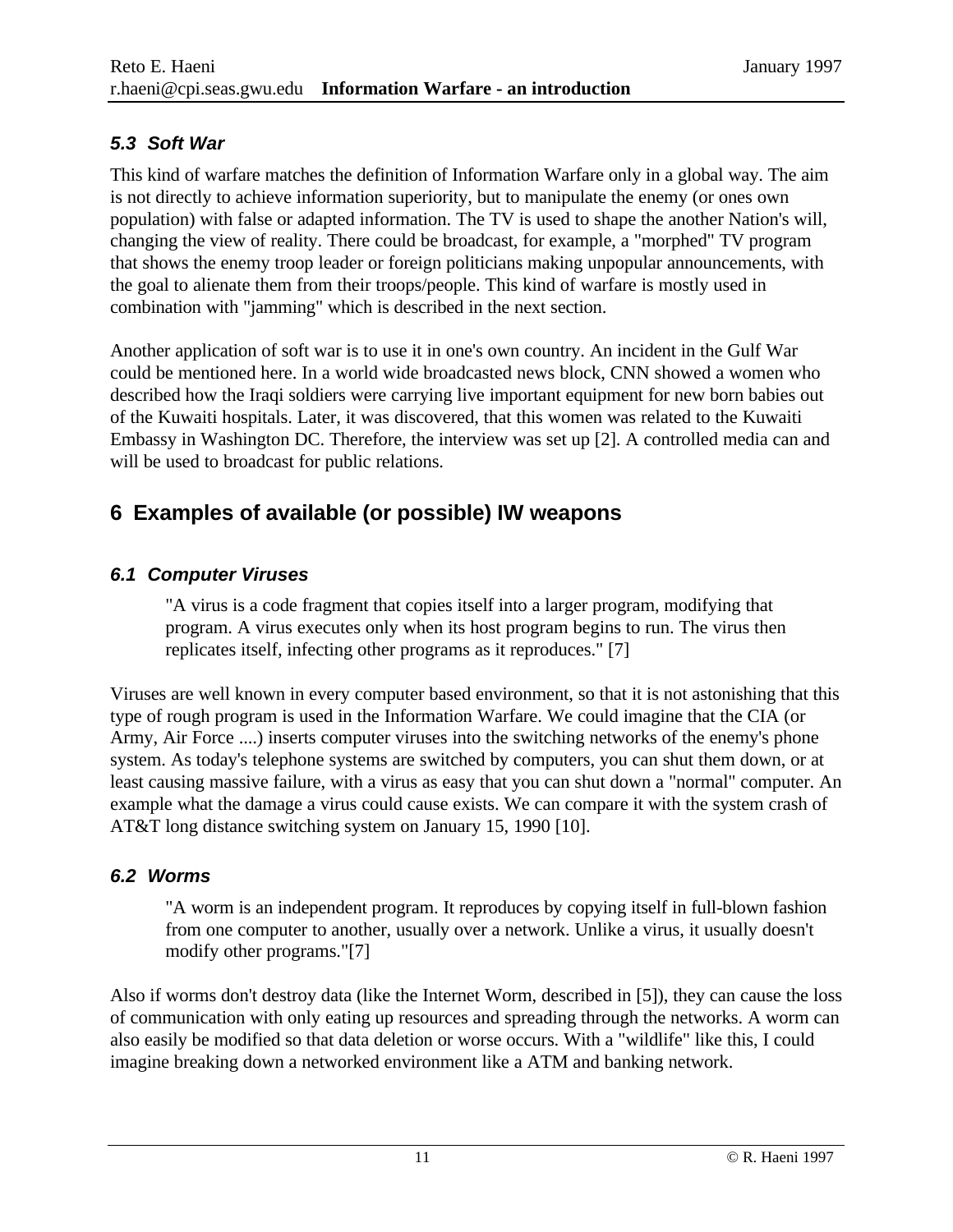### *5.3 Soft War*

This kind of warfare matches the definition of Information Warfare only in a global way. The aim is not directly to achieve information superiority, but to manipulate the enemy (or ones own population) with false or adapted information. The TV is used to shape the another Nation's will, changing the view of reality. There could be broadcast, for example, a "morphed" TV program that shows the enemy troop leader or foreign politicians making unpopular announcements, with the goal to alienate them from their troops/people. This kind of warfare is mostly used in combination with "jamming" which is described in the next section.

Another application of soft war is to use it in one's own country. An incident in the Gulf War could be mentioned here. In a world wide broadcasted news block, CNN showed a women who described how the Iraqi soldiers were carrying live important equipment for new born babies out of the Kuwaiti hospitals. Later, it was discovered, that this women was related to the Kuwaiti Embassy in Washington DC. Therefore, the interview was set up [2]. A controlled media can and will be used to broadcast for public relations.

## 6 Examples of available (or possible) IW weapons

### *6.1 Computer Viruses*

> "A virus is a code fragment that copies itself into a larger program, modifying that program. A virus executes only when its host program begins to run. The virus then replicates itself, infecting other programs as it reproduces." [7]

Viruses are well known in every computer based environment, so that it is not astonishing that this type of rough program is used in the Information Warfare. We could imagine that the CIA (or Army, Air Force ....) inserts computer viruses into the switching networks of the enemy's phone system. As today's telephone systems are switched by computers, you can shut them down, or at least causing massive failure, with a virus as easy that you can shut down a "normal" computer. An example what the damage a virus could cause exists. We can compare it with the system crash of AT&T long distance switching system on January 15, 1990 [10].

### *6.2 Worms*

> "A worm is an independent program. It reproduces by copying itself in full-blown fashion from one computer to another, usually over a network. Unlike a virus, it usually doesn't modify other programs."[7]

Also if worms don't destroy data (like the Internet Worm, described in [5]), they can cause the loss of communication with only eating up resources and spreading through the networks. A worm can also easily be modified so that data deletion or worse occurs. With a "wildlife" like this, I could imagine breaking down a networked environment like a ATM and banking network.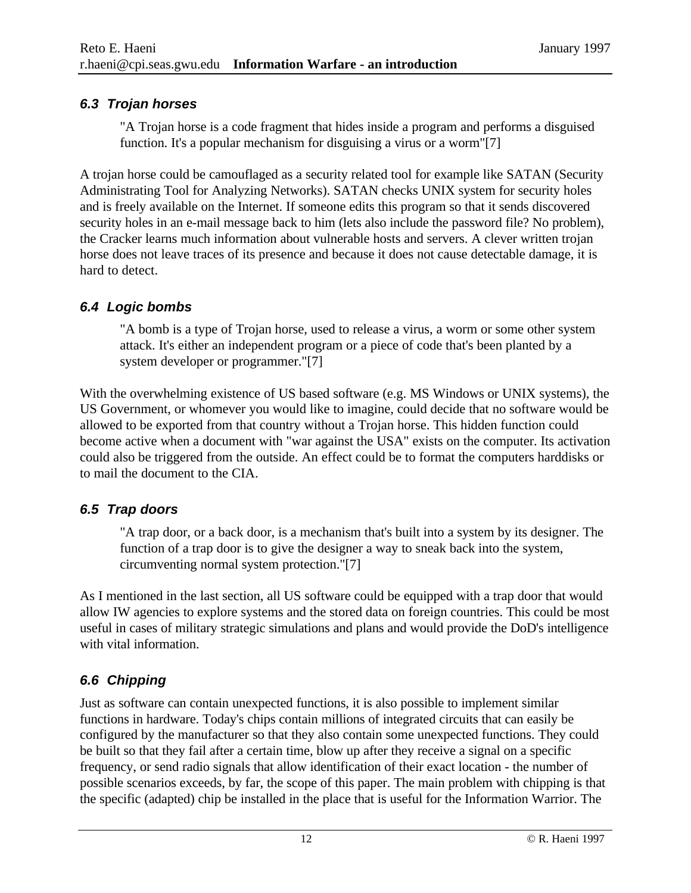### 6.3 Trojan horses

> "A Trojan horse is a code fragment that hides inside a program and performs a disguised function. It's a popular mechanism for disguising a virus or a worm"[7]

A trojan horse could be camouflaged as a security related tool for example like SATAN (Security Administrating Tool for Analyzing Networks). SATAN checks UNIX system for security holes and is freely available on the Internet. If someone edits this program so that it sends discovered security holes in an e-mail message back to him (lets also include the password file? No problem), the Cracker learns much information about vulnerable hosts and servers. A clever written trojan horse does not leave traces of its presence and because it does not cause detectable damage, it is hard to detect.

### 6.4 Logic bombs

> "A bomb is a type of Trojan horse, used to release a virus, a worm or some other system attack. It's either an independent program or a piece of code that's been planted by a system developer or programmer."[7]

With the overwhelming existence of US based software (e.g. MS Windows or UNIX systems), the US Government, or whomever you would like to imagine, could decide that no software would be allowed to be exported from that country without a Trojan horse. This hidden function could become active when a document with "war against the USA" exists on the computer. Its activation could also be triggered from the outside. An effect could be to format the computers harddisks or to mail the document to the CIA.

### 6.5 Trap doors

> "A trap door, or a back door, is a mechanism that's built into a system by its designer. The function of a trap door is to give the designer a way to sneak back into the system, circumventing normal system protection."[7]

As I mentioned in the last section, all US software could be equipped with a trap door that would allow IW agencies to explore systems and the stored data on foreign countries. This could be most useful in cases of military strategic simulations and plans and would provide the DoD's intelligence with vital information.

### 6.6 Chipping

Just as software can contain unexpected functions, it is also possible to implement similar functions in hardware. Today's chips contain millions of integrated circuits that can easily be configured by the manufacturer so that they also contain some unexpected functions. They could be built so that they fail after a certain time, blow up after they receive a signal on a specific frequency, or send radio signals that allow identification of their exact location - the number of possible scenarios exceeds, by far, the scope of this paper. The main problem with chipping is that the specific (adapted) chip be installed in the place that is useful for the Information Warrior. The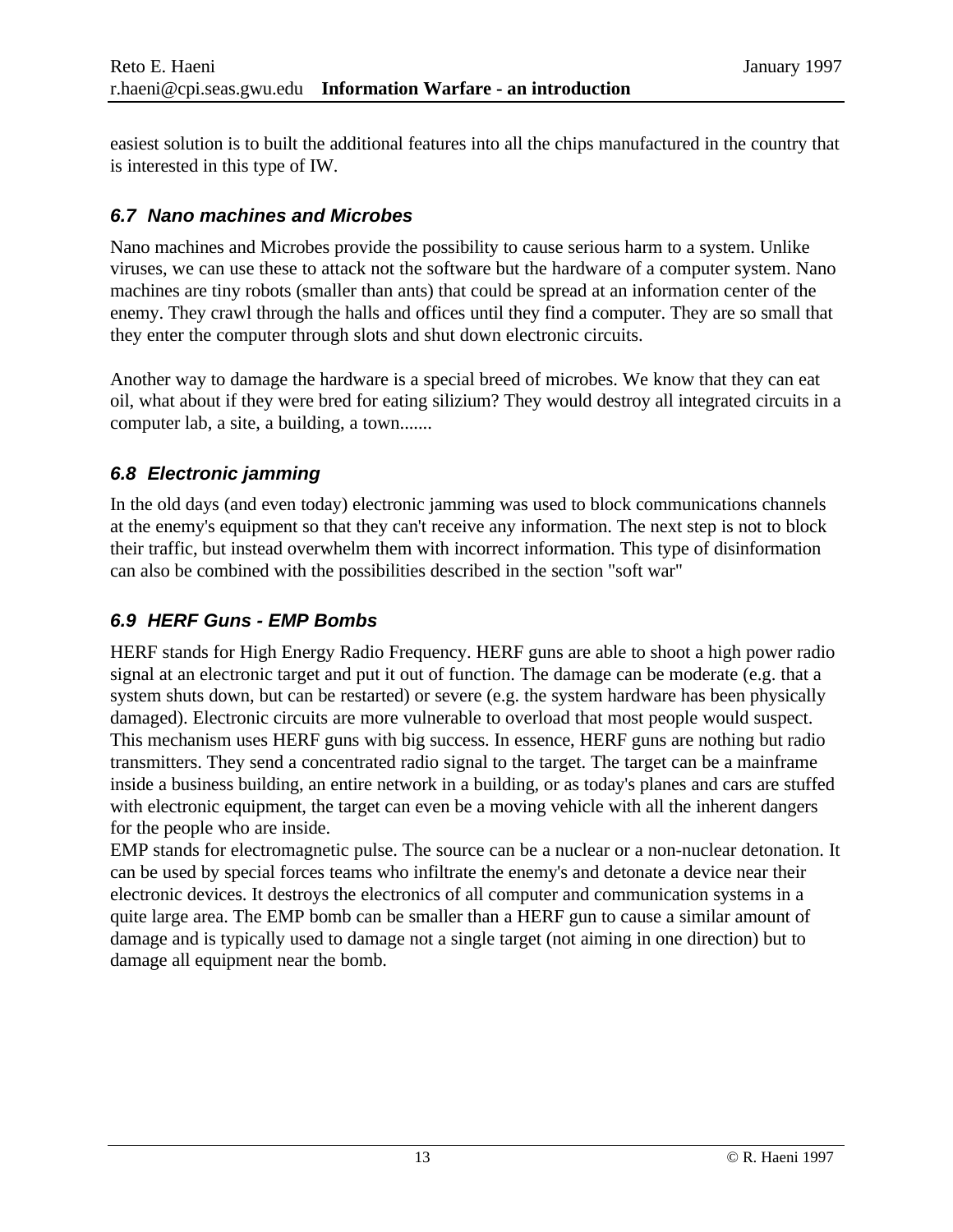easiest solution is to built the additional features into all the chips manufactured in the country that is interested in this type of IW.

### *6.7 Nano machines and Microbes*

Nano machines and Microbes provide the possibility to cause serious harm to a system. Unlike viruses, we can use these to attack not the software but the hardware of a computer system. Nano machines are tiny robots (smaller than ants) that could be spread at an information center of the enemy. They crawl through the halls and offices until they find a computer. They are so small that they enter the computer through slots and shut down electronic circuits.

Another way to damage the hardware is a special breed of microbes. We know that they can eat oil, what about if they were bred for eating silizium? They would destroy all integrated circuits in a computer lab, a site, a building, a town.......

### *6.8 Electronic jamming*

In the old days (and even today) electronic jamming was used to block communications channels at the enemy's equipment so that they can't receive any information. The next step is not to block their traffic, but instead overwhelm them with incorrect information. This type of disinformation can also be combined with the possibilities described in the section "soft war"

### *6.9 HERF Guns - EMP Bombs*

HERF stands for High Energy Radio Frequency. HERF guns are able to shoot a high power radio signal at an electronic target and put it out of function. The damage can be moderate (e.g. that a system shuts down, but can be restarted) or severe (e.g. the system hardware has been physically damaged). Electronic circuits are more vulnerable to overload that most people would suspect. This mechanism uses HERF guns with big success. In essence, HERF guns are nothing but radio transmitters. They send a concentrated radio signal to the target. The target can be a mainframe inside a business building, an entire network in a building, or as today's planes and cars are stuffed with electronic equipment, the target can even be a moving vehicle with all the inherent dangers for the people who are inside.
EMP stands for electromagnetic pulse. The source can be a nuclear or a non-nuclear detonation. It can be used by special forces teams who infiltrate the enemy's and detonate a device near their electronic devices. It destroys the electronics of all computer and communication systems in a quite large area. The EMP bomb can be smaller than a HERF gun to cause a similar amount of damage and is typically used to damage not a single target (not aiming in one direction) but to damage all equipment near the bomb.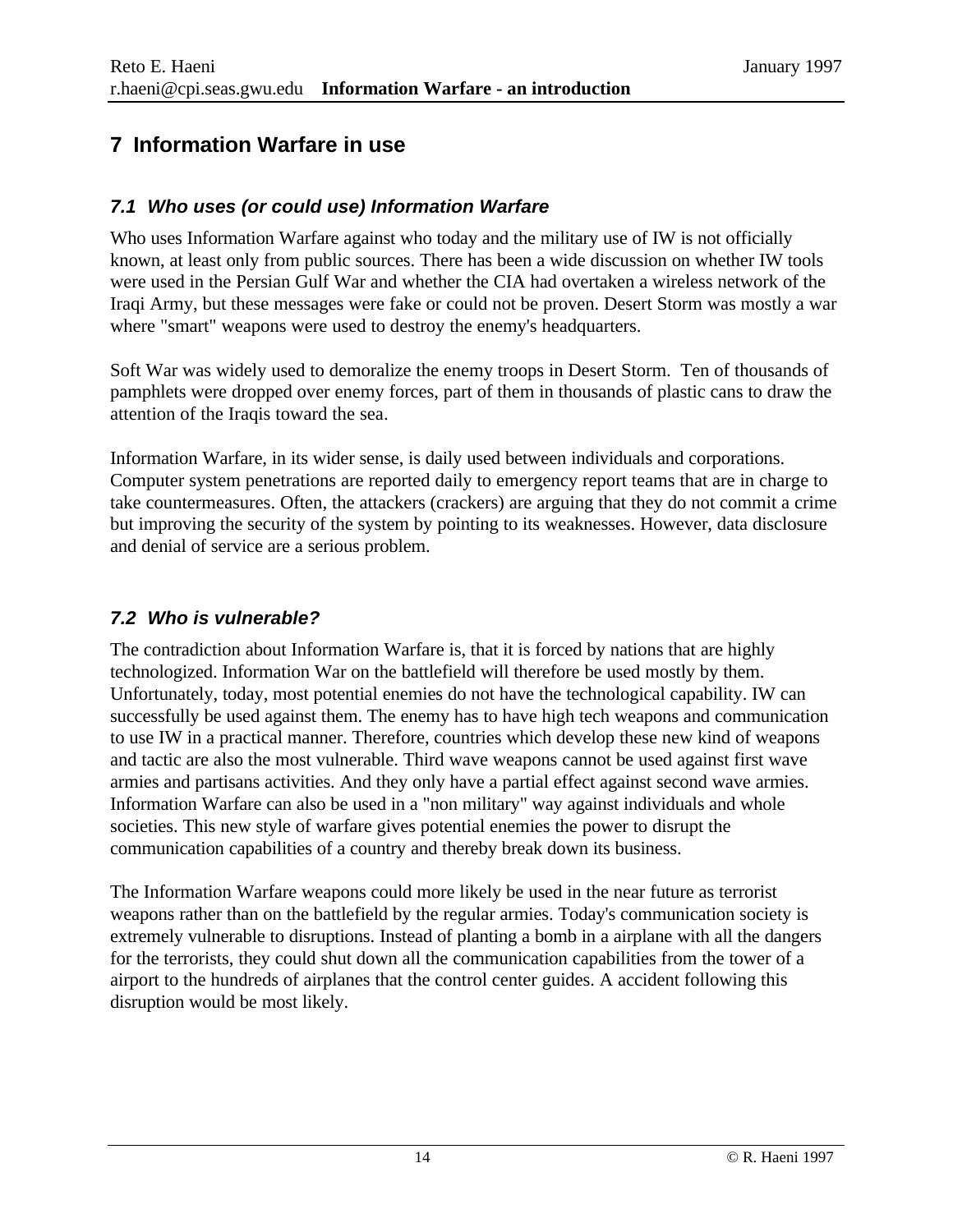## 7 Information Warfare in use

### 7.1 Who uses (or could use) Information Warfare

Who uses Information Warfare against who today and the military use of IW is not officially known, at least only from public sources. There has been a wide discussion on whether IW tools were used in the Persian Gulf War and whether the CIA had overtaken a wireless network of the Iraqi Army, but these messages were fake or could not be proven. Desert Storm was mostly a war where "smart" weapons were used to destroy the enemy's headquarters.

Soft War was widely used to demoralize the enemy troops in Desert Storm. Ten of thousands of pamphlets were dropped over enemy forces, part of them in thousands of plastic cans to draw the attention of the Iraqis toward the sea.

Information Warfare, in its wider sense, is daily used between individuals and corporations. Computer system penetrations are reported daily to emergency report teams that are in charge to take countermeasures. Often, the attackers (crackers) are arguing that they do not commit a crime but improving the security of the system by pointing to its weaknesses. However, data disclosure and denial of service are a serious problem.

### 7.2 Who is vulnerable?

The contradiction about Information Warfare is, that it is forced by nations that are highly technologized. Information War on the battlefield will therefore be used mostly by them. Unfortunately, today, most potential enemies do not have the technological capability. IW can successfully be used against them. The enemy has to have high tech weapons and communication to use IW in a practical manner. Therefore, countries which develop these new kind of weapons and tactic are also the most vulnerable. Third wave weapons cannot be used against first wave armies and partisans activities. And they only have a partial effect against second wave armies. Information Warfare can also be used in a "non military" way against individuals and whole societies. This new style of warfare gives potential enemies the power to disrupt the communication capabilities of a country and thereby break down its business.

The Information Warfare weapons could more likely be used in the near future as terrorist weapons rather than on the battlefield by the regular armies. Today's communication society is extremely vulnerable to disruptions. Instead of planting a bomb in a airplane with all the dangers for the terrorists, they could shut down all the communication capabilities from the tower of a airport to the hundreds of airplanes that the control center guides. A accident following this disruption would be most likely.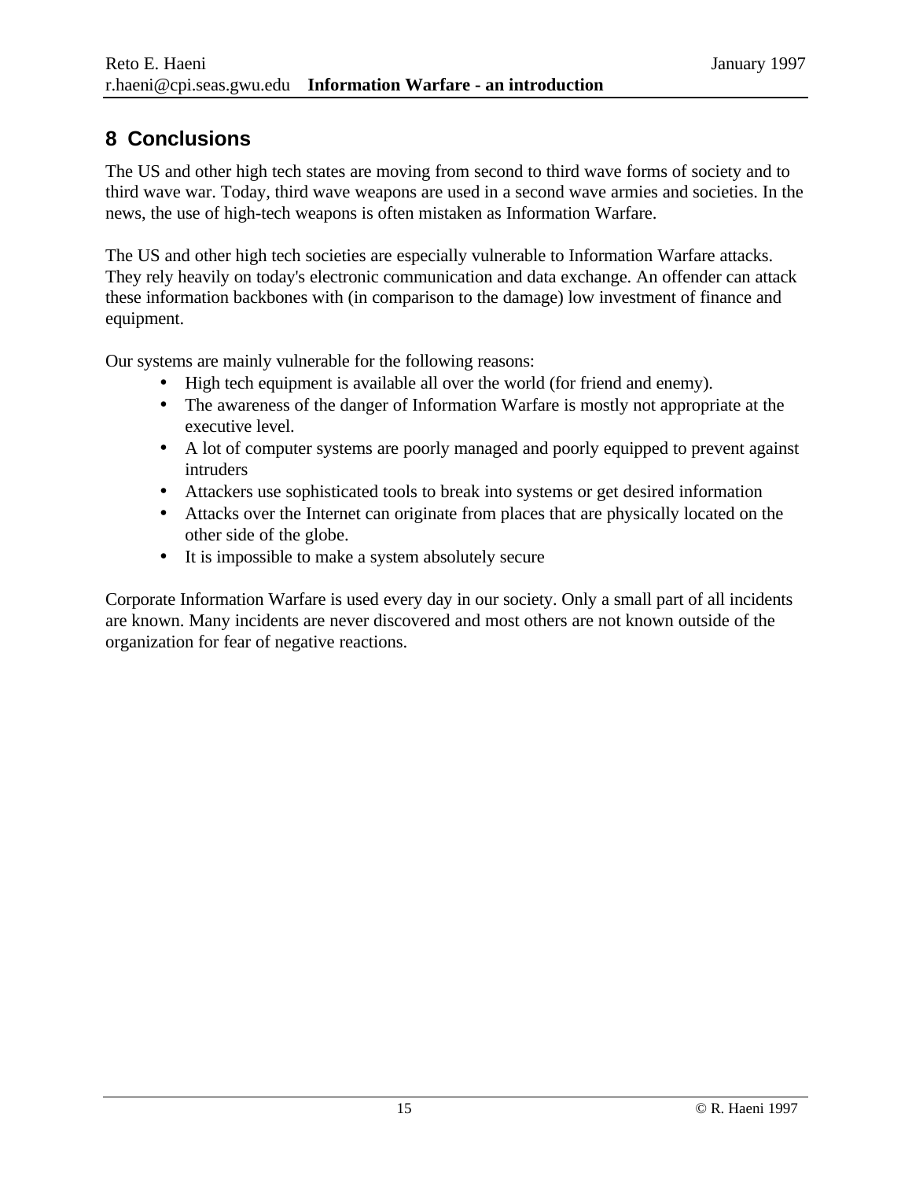## 8 Conclusions

The US and other high tech states are moving from second to third wave forms of society and to third wave war. Today, third wave weapons are used in a second wave armies and societies. In the news, the use of high-tech weapons is often mistaken as Information Warfare.

The US and other high tech societies are especially vulnerable to Information Warfare attacks. They rely heavily on today's electronic communication and data exchange. An offender can attack these information backbones with (in comparison to the damage) low investment of finance and equipment.

Our systems are mainly vulnerable for the following reasons:

- High tech equipment is available all over the world (for friend and enemy).
- The awareness of the danger of Information Warfare is mostly not appropriate at the executive level.
- A lot of computer systems are poorly managed and poorly equipped to prevent against intruders
- Attackers use sophisticated tools to break into systems or get desired information
- Attacks over the Internet can originate from places that are physically located on the other side of the globe.
- It is impossible to make a system absolutely secure

Corporate Information Warfare is used every day in our society. Only a small part of all incidents are known. Many incidents are never discovered and most others are not known outside of the organization for fear of negative reactions.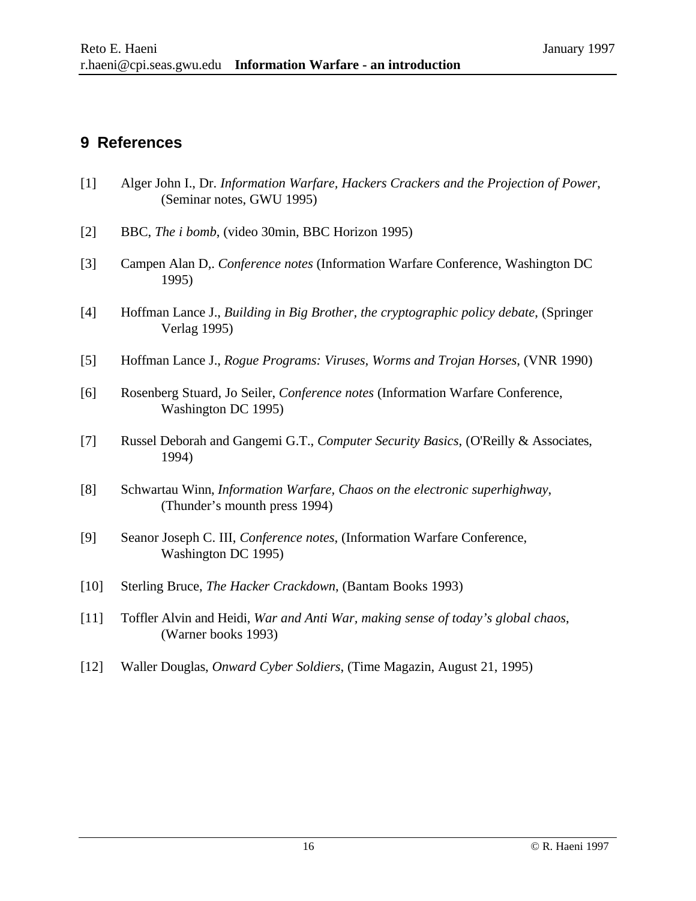## 9 References

[1] Alger John I., Dr. *Information Warfare, Hackers Crackers and the Projection of Power*, (Seminar notes, GWU 1995)

[2] BBC, *The i bomb*, (video 30min, BBC Horizon 1995)

[3] Campen Alan D,. *Conference notes* (Information Warfare Conference, Washington DC 1995)

[4] Hoffman Lance J., *Building in Big Brother, the cryptographic policy debate*, (Springer Verlag 1995)

[5] Hoffman Lance J., *Rogue Programs: Viruses, Worms and Trojan Horses*, (VNR 1990)

[6] Rosenberg Stuard, Jo Seiler, *Conference notes* (Information Warfare Conference, Washington DC 1995)

[7] Russel Deborah and Gangemi G.T., *Computer Security Basics*, (O'Reilly & Associates, 1994)

[8] Schwartau Winn, *Information Warfare, Chaos on the electronic superhighway*, (Thunder's mounth press 1994)

[9] Seanor Joseph C. III, *Conference notes*, (Information Warfare Conference, Washington DC 1995)

[10] Sterling Bruce, *The Hacker Crackdown*, (Bantam Books 1993)

[11] Toffler Alvin and Heidi, *War and Anti War, making sense of today's global chaos*, (Warner books 1993)

[12] Waller Douglas, *Onward Cyber Soldiers*, (Time Magazin, August 21, 1995)